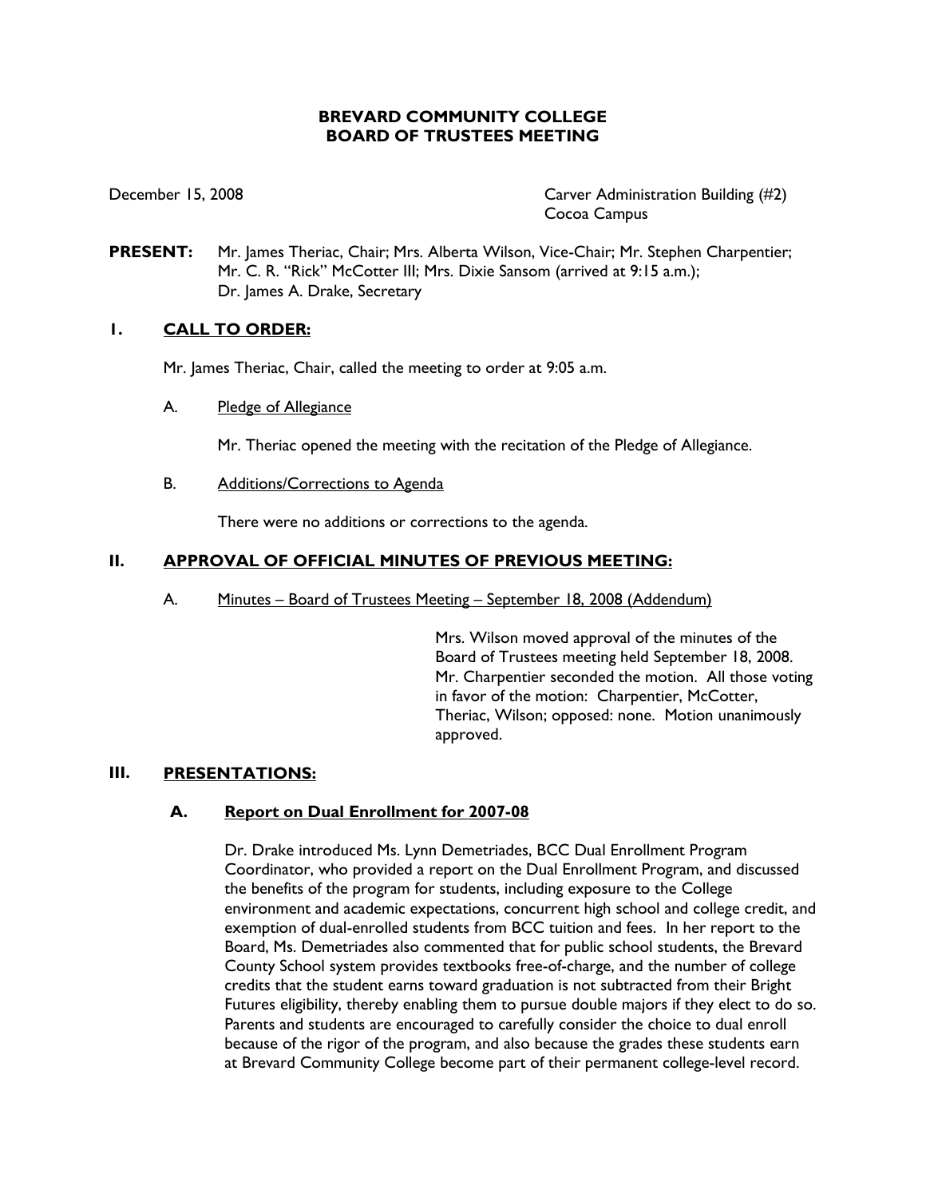# BREVARD COMMUNITY COLLEGE
# BOARD OF TRUSTEES MEETING

December 15, 2008

Carver Administration Building (#2)
Cocoa Campus

**PRESENT:** Mr. James Theriac, Chair; Mrs. Alberta Wilson, Vice-Chair; Mr. Stephen Charpentier; Mr. C. R. "Rick" McCotter III; Mrs. Dixie Sansom (arrived at 9:15 a.m.); Dr. James A. Drake, Secretary

## I. CALL TO ORDER:

Mr. James Theriac, Chair, called the meeting to order at 9:05 a.m.

A. Pledge of Allegiance

Mr. Theriac opened the meeting with the recitation of the Pledge of Allegiance.

B. Additions/Corrections to Agenda

There were no additions or corrections to the agenda.

## II. APPROVAL OF OFFICIAL MINUTES OF PREVIOUS MEETING:

A. Minutes – Board of Trustees Meeting – September 18, 2008 (Addendum)

Mrs. Wilson moved approval of the minutes of the Board of Trustees meeting held September 18, 2008. Mr. Charpentier seconded the motion. All those voting in favor of the motion: Charpentier, McCotter, Theriac, Wilson; opposed: none. Motion unanimously approved.

## III. PRESENTATIONS:

### A. Report on Dual Enrollment for 2007-08

Dr. Drake introduced Ms. Lynn Demetriades, BCC Dual Enrollment Program Coordinator, who provided a report on the Dual Enrollment Program, and discussed the benefits of the program for students, including exposure to the College environment and academic expectations, concurrent high school and college credit, and exemption of dual-enrolled students from BCC tuition and fees. In her report to the Board, Ms. Demetriades also commented that for public school students, the Brevard County School system provides textbooks free-of-charge, and the number of college credits that the student earns toward graduation is not subtracted from their Bright Futures eligibility, thereby enabling them to pursue double majors if they elect to do so. Parents and students are encouraged to carefully consider the choice to dual enroll because of the rigor of the program, and also because the grades these students earn at Brevard Community College become part of their permanent college-level record.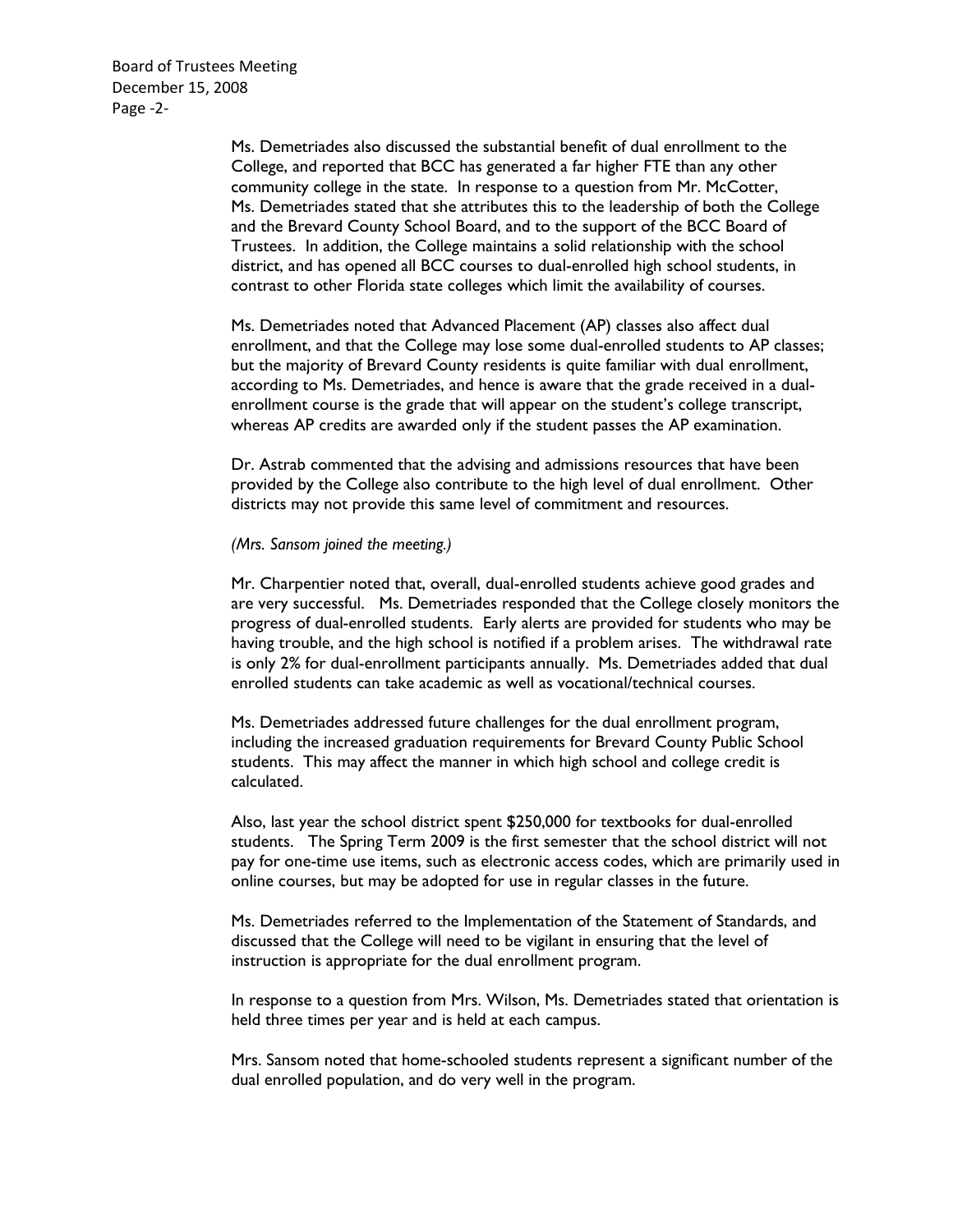Ms. Demetriades also discussed the substantial benefit of dual enrollment to the College, and reported that BCC has generated a far higher FTE than any other community college in the state. In response to a question from Mr. McCotter, Ms. Demetriades stated that she attributes this to the leadership of both the College and the Brevard County School Board, and to the support of the BCC Board of Trustees. In addition, the College maintains a solid relationship with the school district, and has opened all BCC courses to dual-enrolled high school students, in contrast to other Florida state colleges which limit the availability of courses.

Ms. Demetriades noted that Advanced Placement (AP) classes also affect dual enrollment, and that the College may lose some dual-enrolled students to AP classes; but the majority of Brevard County residents is quite familiar with dual enrollment, according to Ms. Demetriades, and hence is aware that the grade received in a dual-enrollment course is the grade that will appear on the student's college transcript, whereas AP credits are awarded only if the student passes the AP examination.

Dr. Astrab commented that the advising and admissions resources that have been provided by the College also contribute to the high level of dual enrollment. Other districts may not provide this same level of commitment and resources.

*(Mrs. Sansom joined the meeting.)*

Mr. Charpentier noted that, overall, dual-enrolled students achieve good grades and are very successful. Ms. Demetriades responded that the College closely monitors the progress of dual-enrolled students. Early alerts are provided for students who may be having trouble, and the high school is notified if a problem arises. The withdrawal rate is only 2% for dual-enrollment participants annually. Ms. Demetriades added that dual enrolled students can take academic as well as vocational/technical courses.

Ms. Demetriades addressed future challenges for the dual enrollment program, including the increased graduation requirements for Brevard County Public School students. This may affect the manner in which high school and college credit is calculated.

Also, last year the school district spent $250,000 for textbooks for dual-enrolled students. The Spring Term 2009 is the first semester that the school district will not pay for one-time use items, such as electronic access codes, which are primarily used in online courses, but may be adopted for use in regular classes in the future.

Ms. Demetriades referred to the Implementation of the Statement of Standards, and discussed that the College will need to be vigilant in ensuring that the level of instruction is appropriate for the dual enrollment program.

In response to a question from Mrs. Wilson, Ms. Demetriades stated that orientation is held three times per year and is held at each campus.

Mrs. Sansom noted that home-schooled students represent a significant number of the dual enrolled population, and do very well in the program.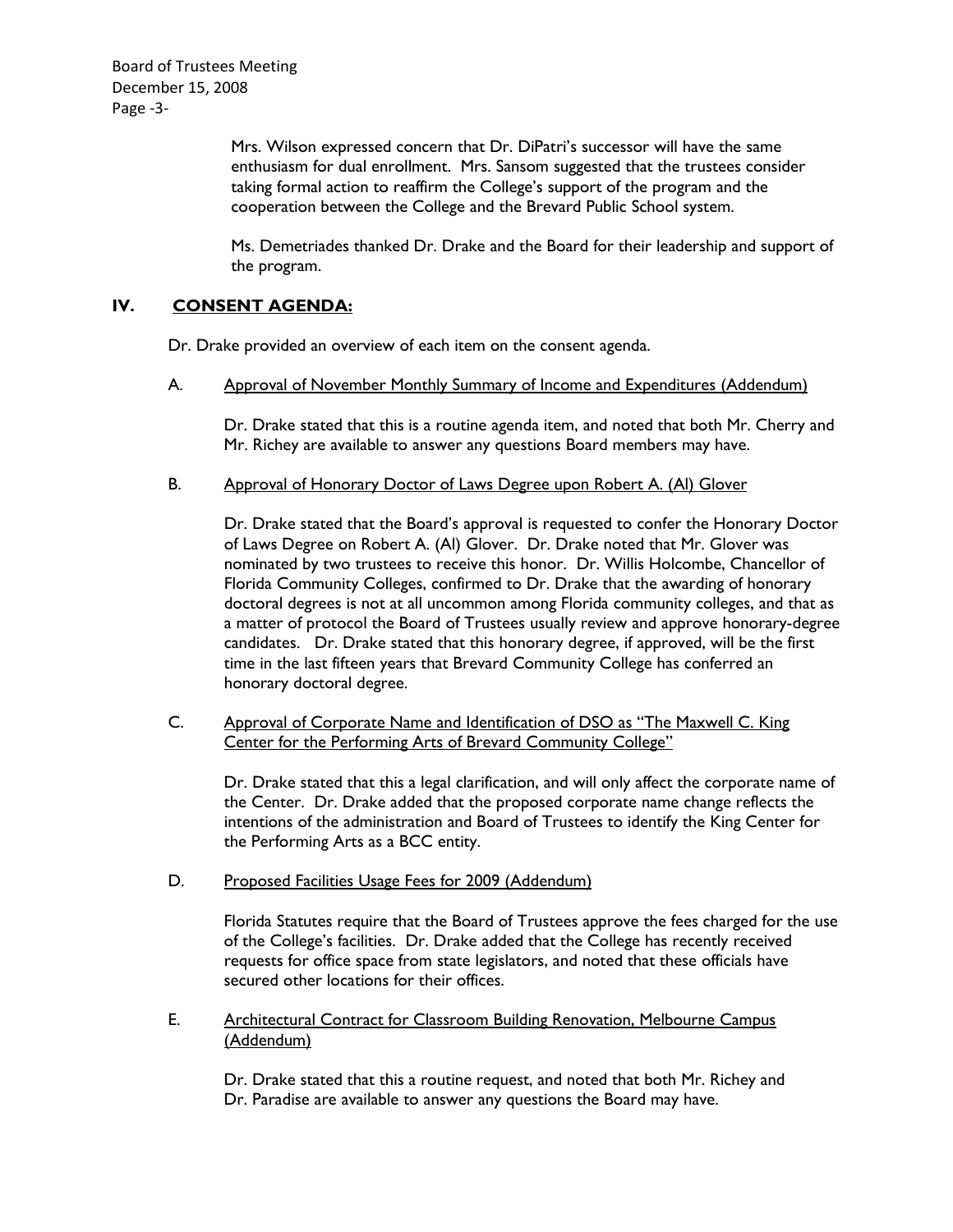Mrs. Wilson expressed concern that Dr. DiPatri's successor will have the same enthusiasm for dual enrollment. Mrs. Sansom suggested that the trustees consider taking formal action to reaffirm the College's support of the program and the cooperation between the College and the Brevard Public School system.

Ms. Demetriades thanked Dr. Drake and the Board for their leadership and support of the program.

## IV. CONSENT AGENDA:

Dr. Drake provided an overview of each item on the consent agenda.

A. Approval of November Monthly Summary of Income and Expenditures (Addendum)

Dr. Drake stated that this is a routine agenda item, and noted that both Mr. Cherry and Mr. Richey are available to answer any questions Board members may have.

B. Approval of Honorary Doctor of Laws Degree upon Robert A. (Al) Glover

Dr. Drake stated that the Board's approval is requested to confer the Honorary Doctor of Laws Degree on Robert A. (Al) Glover. Dr. Drake noted that Mr. Glover was nominated by two trustees to receive this honor. Dr. Willis Holcombe, Chancellor of Florida Community Colleges, confirmed to Dr. Drake that the awarding of honorary doctoral degrees is not at all uncommon among Florida community colleges, and that as a matter of protocol the Board of Trustees usually review and approve honorary-degree candidates. Dr. Drake stated that this honorary degree, if approved, will be the first time in the last fifteen years that Brevard Community College has conferred an honorary doctoral degree.

C. Approval of Corporate Name and Identification of DSO as "The Maxwell C. King Center for the Performing Arts of Brevard Community College"

Dr. Drake stated that this a legal clarification, and will only affect the corporate name of the Center. Dr. Drake added that the proposed corporate name change reflects the intentions of the administration and Board of Trustees to identify the King Center for the Performing Arts as a BCC entity.

D. Proposed Facilities Usage Fees for 2009 (Addendum)

Florida Statutes require that the Board of Trustees approve the fees charged for the use of the College's facilities. Dr. Drake added that the College has recently received requests for office space from state legislators, and noted that these officials have secured other locations for their offices.

E. Architectural Contract for Classroom Building Renovation, Melbourne Campus (Addendum)

Dr. Drake stated that this a routine request, and noted that both Mr. Richey and Dr. Paradise are available to answer any questions the Board may have.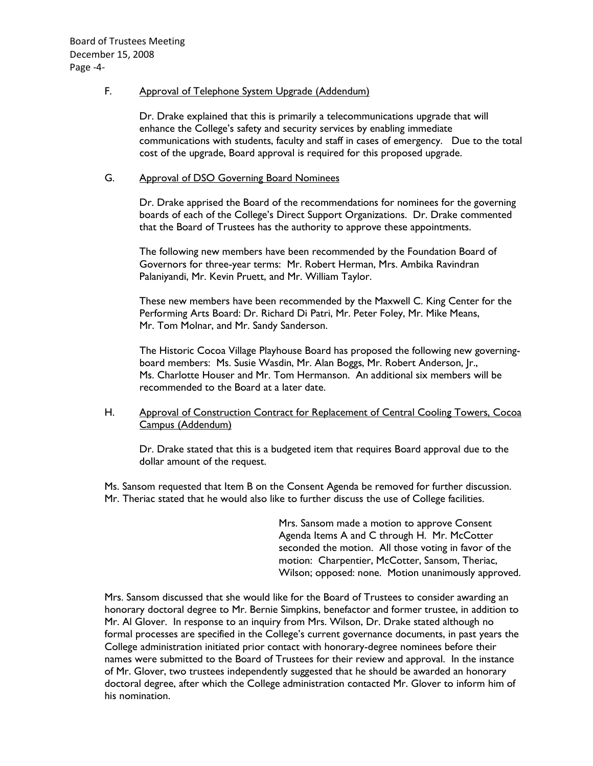F. Approval of Telephone System Upgrade (Addendum)

Dr. Drake explained that this is primarily a telecommunications upgrade that will enhance the College's safety and security services by enabling immediate communications with students, faculty and staff in cases of emergency. Due to the total cost of the upgrade, Board approval is required for this proposed upgrade.

G. Approval of DSO Governing Board Nominees

Dr. Drake apprised the Board of the recommendations for nominees for the governing boards of each of the College's Direct Support Organizations. Dr. Drake commented that the Board of Trustees has the authority to approve these appointments.

The following new members have been recommended by the Foundation Board of Governors for three-year terms: Mr. Robert Herman, Mrs. Ambika Ravindran Palaniyandi, Mr. Kevin Pruett, and Mr. William Taylor.

These new members have been recommended by the Maxwell C. King Center for the Performing Arts Board: Dr. Richard Di Patri, Mr. Peter Foley, Mr. Mike Means, Mr. Tom Molnar, and Mr. Sandy Sanderson.

The Historic Cocoa Village Playhouse Board has proposed the following new governing-board members: Ms. Susie Wasdin, Mr. Alan Boggs, Mr. Robert Anderson, Jr., Ms. Charlotte Houser and Mr. Tom Hermanson. An additional six members will be recommended to the Board at a later date.

H. Approval of Construction Contract for Replacement of Central Cooling Towers, Cocoa Campus (Addendum)

Dr. Drake stated that this is a budgeted item that requires Board approval due to the dollar amount of the request.

Ms. Sansom requested that Item B on the Consent Agenda be removed for further discussion. Mr. Theriac stated that he would also like to further discuss the use of College facilities.

Mrs. Sansom made a motion to approve Consent Agenda Items A and C through H. Mr. McCotter seconded the motion. All those voting in favor of the motion: Charpentier, McCotter, Sansom, Theriac, Wilson; opposed: none. Motion unanimously approved.

Mrs. Sansom discussed that she would like for the Board of Trustees to consider awarding an honorary doctoral degree to Mr. Bernie Simpkins, benefactor and former trustee, in addition to Mr. Al Glover. In response to an inquiry from Mrs. Wilson, Dr. Drake stated although no formal processes are specified in the College's current governance documents, in past years the College administration initiated prior contact with honorary-degree nominees before their names were submitted to the Board of Trustees for their review and approval. In the instance of Mr. Glover, two trustees independently suggested that he should be awarded an honorary doctoral degree, after which the College administration contacted Mr. Glover to inform him of his nomination.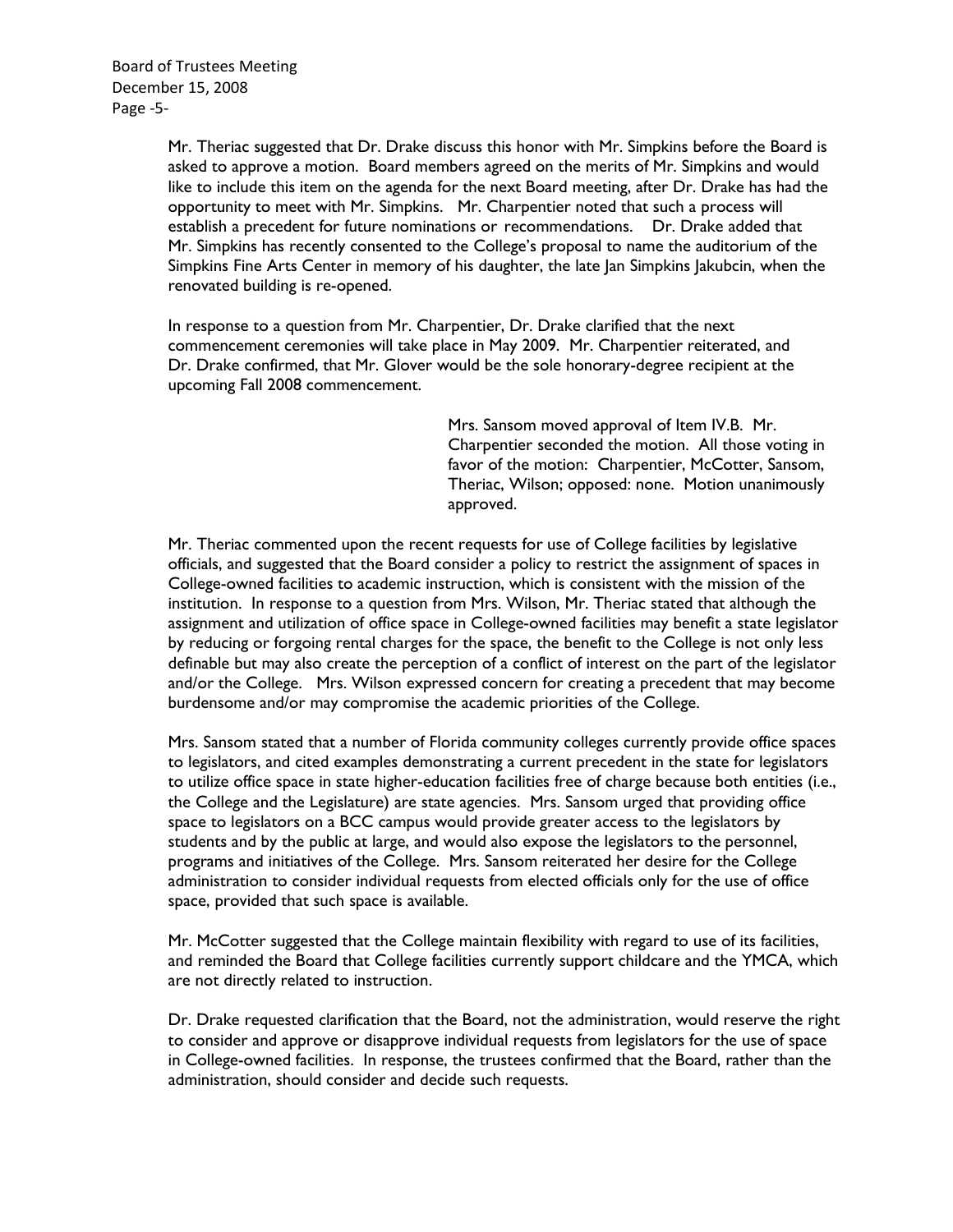Mr. Theriac suggested that Dr. Drake discuss this honor with Mr. Simpkins before the Board is asked to approve a motion. Board members agreed on the merits of Mr. Simpkins and would like to include this item on the agenda for the next Board meeting, after Dr. Drake has had the opportunity to meet with Mr. Simpkins. Mr. Charpentier noted that such a process will establish a precedent for future nominations or recommendations. Dr. Drake added that Mr. Simpkins has recently consented to the College's proposal to name the auditorium of the Simpkins Fine Arts Center in memory of his daughter, the late Jan Simpkins Jakubcin, when the renovated building is re-opened.

In response to a question from Mr. Charpentier, Dr. Drake clarified that the next commencement ceremonies will take place in May 2009. Mr. Charpentier reiterated, and Dr. Drake confirmed, that Mr. Glover would be the sole honorary-degree recipient at the upcoming Fall 2008 commencement.

> Mrs. Sansom moved approval of Item IV.B. Mr. Charpentier seconded the motion. All those voting in favor of the motion: Charpentier, McCotter, Sansom, Theriac, Wilson; opposed: none. Motion unanimously approved.

Mr. Theriac commented upon the recent requests for use of College facilities by legislative officials, and suggested that the Board consider a policy to restrict the assignment of spaces in College-owned facilities to academic instruction, which is consistent with the mission of the institution. In response to a question from Mrs. Wilson, Mr. Theriac stated that although the assignment and utilization of office space in College-owned facilities may benefit a state legislator by reducing or forgoing rental charges for the space, the benefit to the College is not only less definable but may also create the perception of a conflict of interest on the part of the legislator and/or the College. Mrs. Wilson expressed concern for creating a precedent that may become burdensome and/or may compromise the academic priorities of the College.

Mrs. Sansom stated that a number of Florida community colleges currently provide office spaces to legislators, and cited examples demonstrating a current precedent in the state for legislators to utilize office space in state higher-education facilities free of charge because both entities (i.e., the College and the Legislature) are state agencies. Mrs. Sansom urged that providing office space to legislators on a BCC campus would provide greater access to the legislators by students and by the public at large, and would also expose the legislators to the personnel, programs and initiatives of the College. Mrs. Sansom reiterated her desire for the College administration to consider individual requests from elected officials only for the use of office space, provided that such space is available.

Mr. McCotter suggested that the College maintain flexibility with regard to use of its facilities, and reminded the Board that College facilities currently support childcare and the YMCA, which are not directly related to instruction.

Dr. Drake requested clarification that the Board, not the administration, would reserve the right to consider and approve or disapprove individual requests from legislators for the use of space in College-owned facilities. In response, the trustees confirmed that the Board, rather than the administration, should consider and decide such requests.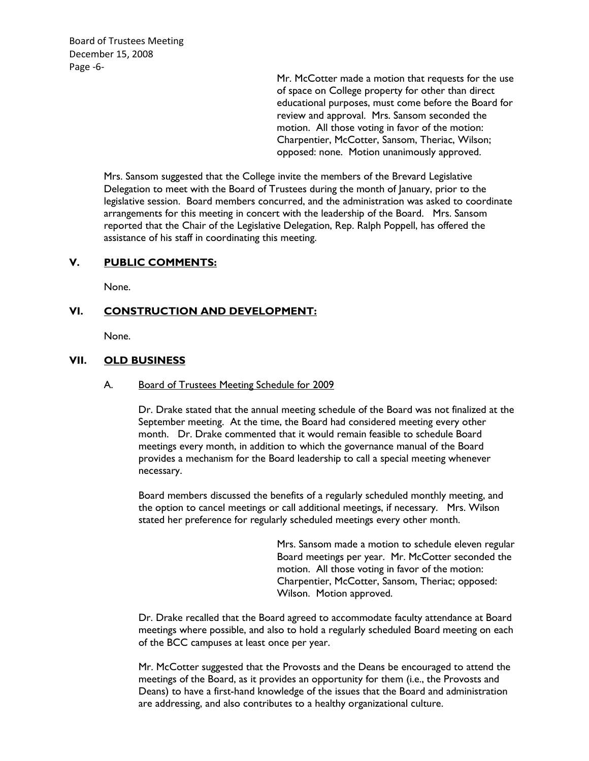Mr. McCotter made a motion that requests for the use of space on College property for other than direct educational purposes, must come before the Board for review and approval. Mrs. Sansom seconded the motion. All those voting in favor of the motion: Charpentier, McCotter, Sansom, Theriac, Wilson; opposed: none. Motion unanimously approved.

Mrs. Sansom suggested that the College invite the members of the Brevard Legislative Delegation to meet with the Board of Trustees during the month of January, prior to the legislative session. Board members concurred, and the administration was asked to coordinate arrangements for this meeting in concert with the leadership of the Board. Mrs. Sansom reported that the Chair of the Legislative Delegation, Rep. Ralph Poppell, has offered the assistance of his staff in coordinating this meeting.

## V. PUBLIC COMMENTS:

None.

## VI. CONSTRUCTION AND DEVELOPMENT:

None.

## VII. OLD BUSINESS

### A. Board of Trustees Meeting Schedule for 2009

Dr. Drake stated that the annual meeting schedule of the Board was not finalized at the September meeting. At the time, the Board had considered meeting every other month. Dr. Drake commented that it would remain feasible to schedule Board meetings every month, in addition to which the governance manual of the Board provides a mechanism for the Board leadership to call a special meeting whenever necessary.

Board members discussed the benefits of a regularly scheduled monthly meeting, and the option to cancel meetings or call additional meetings, if necessary. Mrs. Wilson stated her preference for regularly scheduled meetings every other month.

Mrs. Sansom made a motion to schedule eleven regular Board meetings per year. Mr. McCotter seconded the motion. All those voting in favor of the motion: Charpentier, McCotter, Sansom, Theriac; opposed: Wilson. Motion approved.

Dr. Drake recalled that the Board agreed to accommodate faculty attendance at Board meetings where possible, and also to hold a regularly scheduled Board meeting on each of the BCC campuses at least once per year.

Mr. McCotter suggested that the Provosts and the Deans be encouraged to attend the meetings of the Board, as it provides an opportunity for them (i.e., the Provosts and Deans) to have a first-hand knowledge of the issues that the Board and administration are addressing, and also contributes to a healthy organizational culture.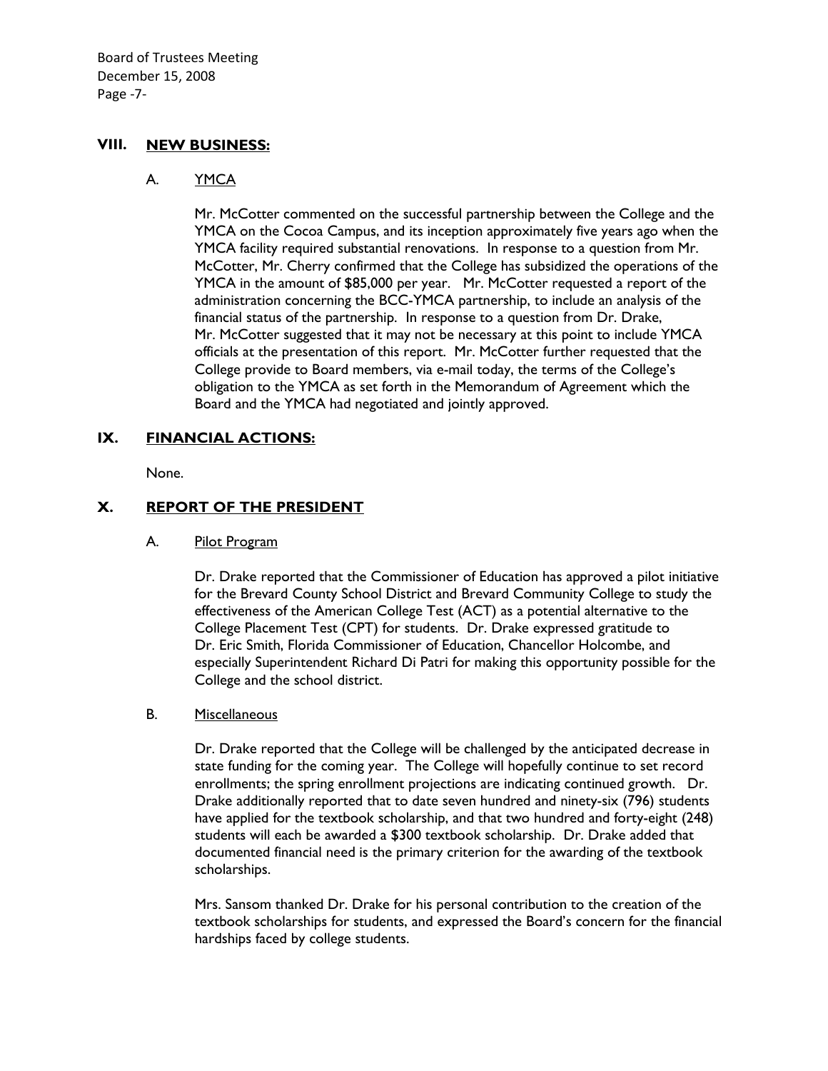## VIII. NEW BUSINESS:

### A. YMCA

Mr. McCotter commented on the successful partnership between the College and the YMCA on the Cocoa Campus, and its inception approximately five years ago when the YMCA facility required substantial renovations. In response to a question from Mr. McCotter, Mr. Cherry confirmed that the College has subsidized the operations of the YMCA in the amount of $85,000 per year. Mr. McCotter requested a report of the administration concerning the BCC-YMCA partnership, to include an analysis of the financial status of the partnership. In response to a question from Dr. Drake, Mr. McCotter suggested that it may not be necessary at this point to include YMCA officials at the presentation of this report. Mr. McCotter further requested that the College provide to Board members, via e-mail today, the terms of the College's obligation to the YMCA as set forth in the Memorandum of Agreement which the Board and the YMCA had negotiated and jointly approved.

## IX. FINANCIAL ACTIONS:

None.

## X. REPORT OF THE PRESIDENT

### A. Pilot Program

Dr. Drake reported that the Commissioner of Education has approved a pilot initiative for the Brevard County School District and Brevard Community College to study the effectiveness of the American College Test (ACT) as a potential alternative to the College Placement Test (CPT) for students. Dr. Drake expressed gratitude to Dr. Eric Smith, Florida Commissioner of Education, Chancellor Holcombe, and especially Superintendent Richard Di Patri for making this opportunity possible for the College and the school district.

### B. Miscellaneous

Dr. Drake reported that the College will be challenged by the anticipated decrease in state funding for the coming year. The College will hopefully continue to set record enrollments; the spring enrollment projections are indicating continued growth. Dr. Drake additionally reported that to date seven hundred and ninety-six (796) students have applied for the textbook scholarship, and that two hundred and forty-eight (248) students will each be awarded a $300 textbook scholarship. Dr. Drake added that documented financial need is the primary criterion for the awarding of the textbook scholarships.

Mrs. Sansom thanked Dr. Drake for his personal contribution to the creation of the textbook scholarships for students, and expressed the Board's concern for the financial hardships faced by college students.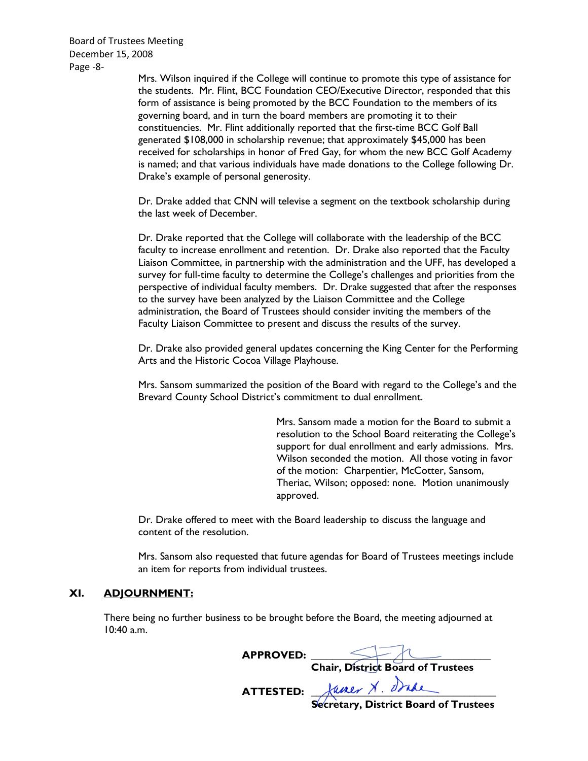Mrs. Wilson inquired if the College will continue to promote this type of assistance for the students. Mr. Flint, BCC Foundation CEO/Executive Director, responded that this form of assistance is being promoted by the BCC Foundation to the members of its governing board, and in turn the board members are promoting it to their constituencies. Mr. Flint additionally reported that the first-time BCC Golf Ball generated $108,000 in scholarship revenue; that approximately $45,000 has been received for scholarships in honor of Fred Gay, for whom the new BCC Golf Academy is named; and that various individuals have made donations to the College following Dr. Drake's example of personal generosity.

Dr. Drake added that CNN will televise a segment on the textbook scholarship during the last week of December.

Dr. Drake reported that the College will collaborate with the leadership of the BCC faculty to increase enrollment and retention. Dr. Drake also reported that the Faculty Liaison Committee, in partnership with the administration and the UFF, has developed a survey for full-time faculty to determine the College's challenges and priorities from the perspective of individual faculty members. Dr. Drake suggested that after the responses to the survey have been analyzed by the Liaison Committee and the College administration, the Board of Trustees should consider inviting the members of the Faculty Liaison Committee to present and discuss the results of the survey.

Dr. Drake also provided general updates concerning the King Center for the Performing Arts and the Historic Cocoa Village Playhouse.

Mrs. Sansom summarized the position of the Board with regard to the College's and the Brevard County School District's commitment to dual enrollment.

Mrs. Sansom made a motion for the Board to submit a resolution to the School Board reiterating the College's support for dual enrollment and early admissions. Mrs. Wilson seconded the motion. All those voting in favor of the motion: Charpentier, McCotter, Sansom, Theriac, Wilson; opposed: none. Motion unanimously approved.

Dr. Drake offered to meet with the Board leadership to discuss the language and content of the resolution.

Mrs. Sansom also requested that future agendas for Board of Trustees meetings include an item for reports from individual trustees.

## XI. ADJOURNMENT:

There being no further business to be brought before the Board, the meeting adjourned at 10:40 a.m.

**APPROVED:** ______________________
**Chair, District Board of Trustees**

**ATTESTED:** James H. Drake
**Secretary, District Board of Trustees**